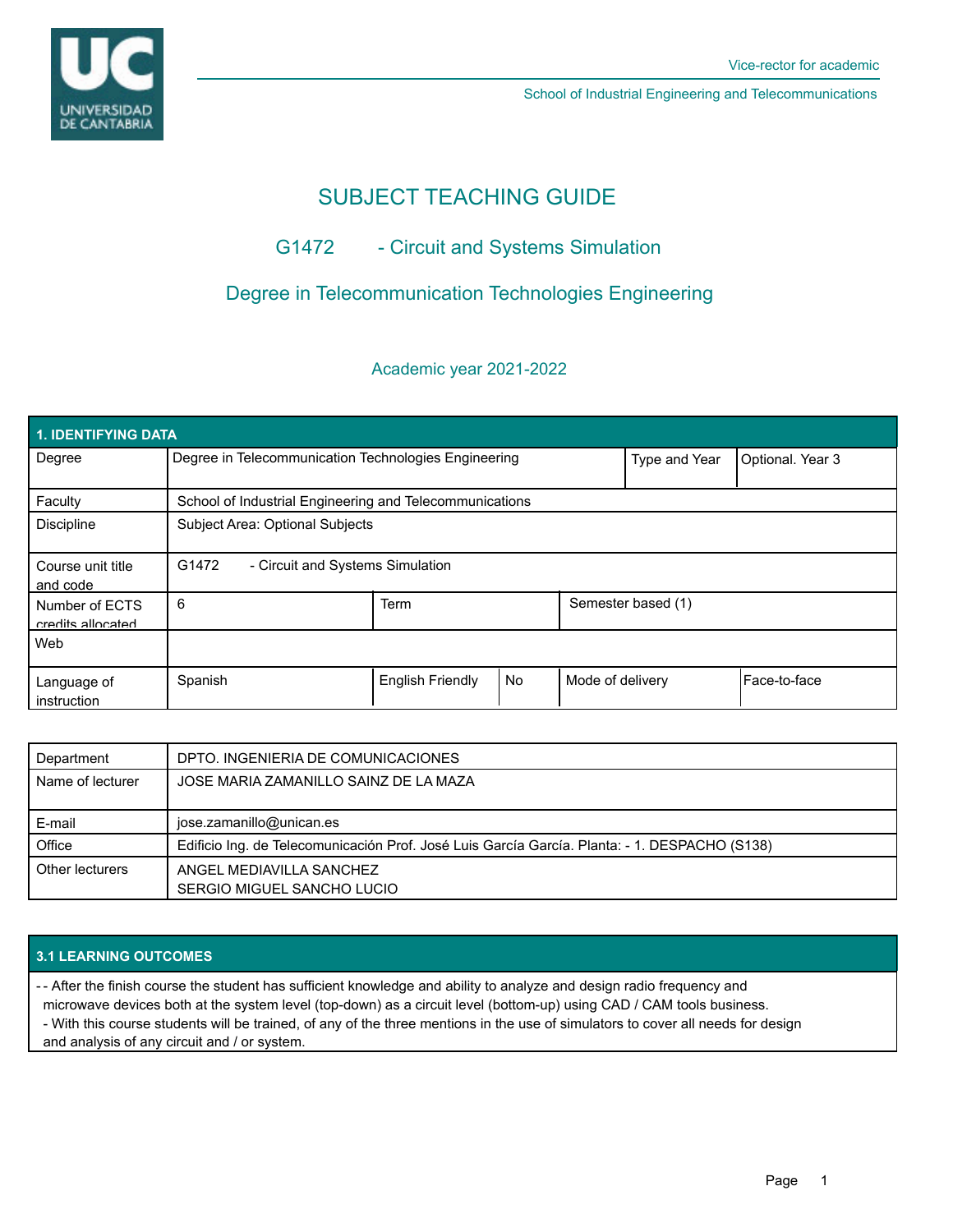Vice-rector for academic

School of Industrial Engineering and Telecommunications

# SUBJECT TEACHING GUIDE

## G1472 - Circuit and Systems Simulation

## Degree in Telecommunication Technologies Engineering

Academic year 2021-2022

| 1. IDENTIFYING DATA | | | | | |
|---|---|---|---|---|---|
| Degree | Degree in Telecommunication Technologies Engineering | | | Type and Year | Optional. Year 3 |
| Faculty | School of Industrial Engineering and Telecommunications | | | | |
| Discipline | Subject Area: Optional Subjects | | | | |
| Course unit title and code | G1472 - Circuit and Systems Simulation | | | | |
| Number of ECTS credits allocated | 6 | Term | | Semester based (1) | |
| Web | | | | | |
| Language of instruction | Spanish | English Friendly | No | Mode of delivery | Face-to-face |

| Department | DPTO. INGENIERIA DE COMUNICACIONES |
|---|---|
| Name of lecturer | JOSE MARIA ZAMANILLO SAINZ DE LA MAZA |
| E-mail | jose.zamanillo@unican.es |
| Office | Edificio Ing. de Telecomunicación Prof. José Luis García García. Planta: - 1. DESPACHO (S138) |
| Other lecturers | ANGEL MEDIAVILLA SANCHEZ<br>SERGIO MIGUEL SANCHO LUCIO |

## 3.1 LEARNING OUTCOMES

- - After the finish course the student has sufficient knowledge and ability to analyze and design radio frequency and microwave devices both at the system level (top-down) as a circuit level (bottom-up) using CAD / CAM tools business.
- With this course students will be trained, of any of the three mentions in the use of simulators to cover all needs for design and analysis of any circuit and / or system.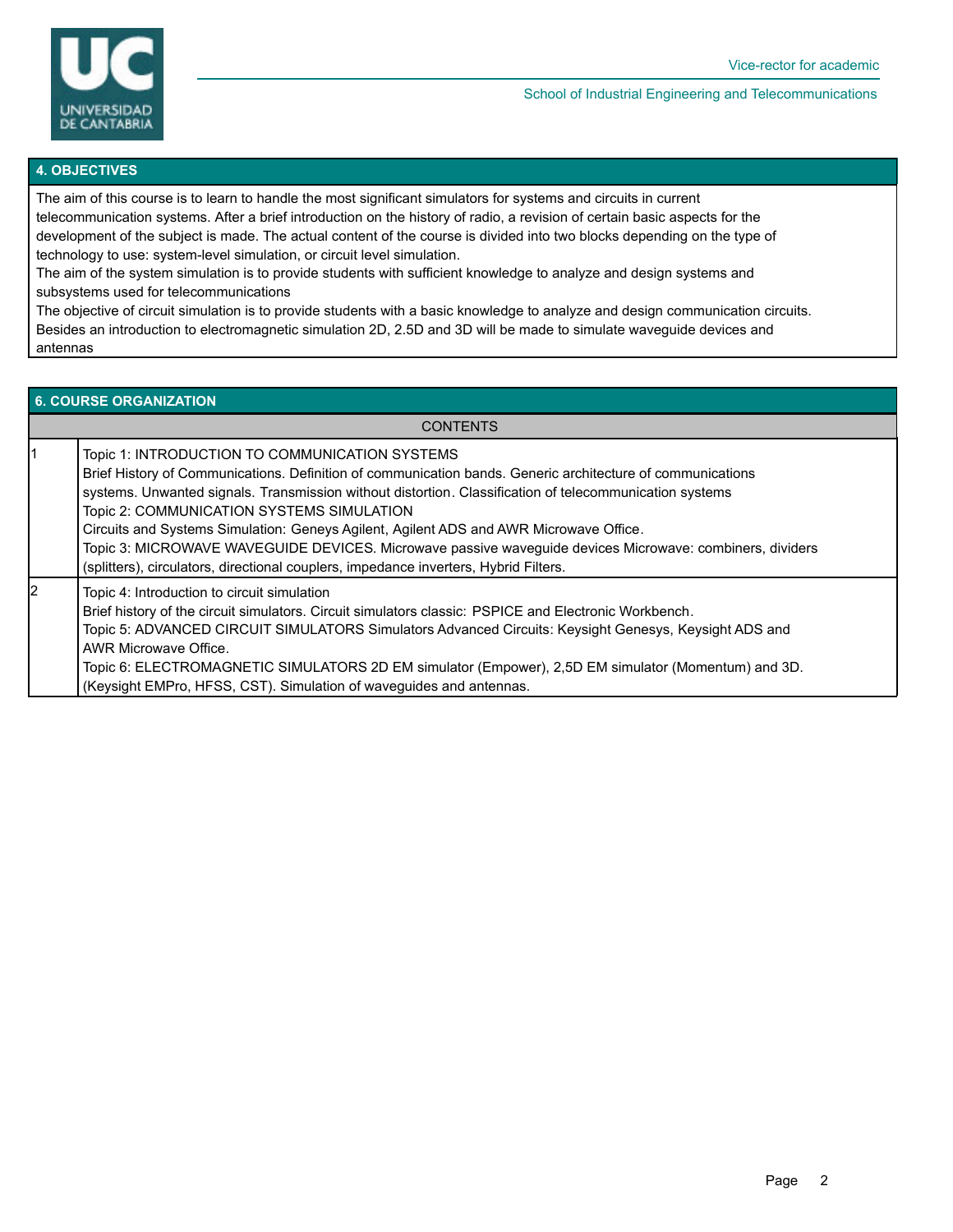## 4. OBJECTIVES

The aim of this course is to learn to handle the most significant simulators for systems and circuits in current telecommunication systems. After a brief introduction on the history of radio, a revision of certain basic aspects for the development of the subject is made. The actual content of the course is divided into two blocks depending on the type of technology to use: system-level simulation, or circuit level simulation.
The aim of the system simulation is to provide students with sufficient knowledge to analyze and design systems and subsystems used for telecommunications
The objective of circuit simulation is to provide students with a basic knowledge to analyze and design communication circuits.
Besides an introduction to electromagnetic simulation 2D, 2.5D and 3D will be made to simulate waveguide devices and antennas

## 6. COURSE ORGANIZATION

| | CONTENTS |
|---|---|
| 1 | Topic 1: INTRODUCTION TO COMMUNICATION SYSTEMS<br>Brief History of Communications. Definition of communication bands. Generic architecture of communications systems. Unwanted signals. Transmission without distortion. Classification of telecommunication systems<br>Topic 2: COMMUNICATION SYSTEMS SIMULATION<br>Circuits and Systems Simulation: Geneys Agilent, Agilent ADS and AWR Microwave Office.<br>Topic 3: MICROWAVE WAVEGUIDE DEVICES. Microwave passive waveguide devices Microwave: combiners, dividers (splitters), circulators, directional couplers, impedance inverters, Hybrid Filters. |
| 2 | Topic 4: Introduction to circuit simulation<br>Brief history of the circuit simulators. Circuit simulators classic: PSPICE and Electronic Workbench.<br>Topic 5: ADVANCED CIRCUIT SIMULATORS Simulators Advanced Circuits: Keysight Genesys, Keysight ADS and AWR Microwave Office.<br>Topic 6: ELECTROMAGNETIC SIMULATORS 2D EM simulator (Empower), 2,5D EM simulator (Momentum) and 3D. (Keysight EMPro, HFSS, CST). Simulation of waveguides and antennas. |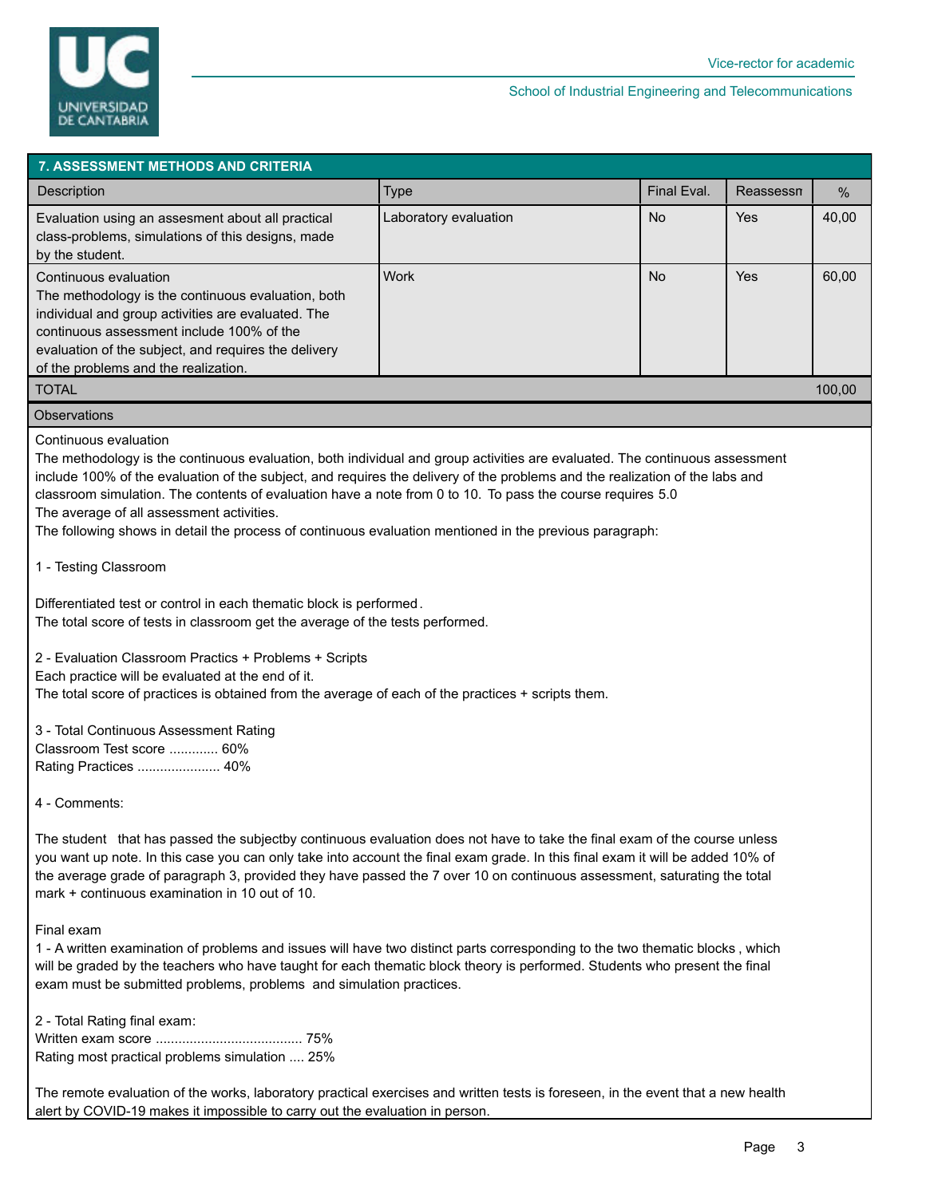## 7. ASSESSMENT METHODS AND CRITERIA

| Description | Type | Final Eval. | Reassessn | % |
|---|---|---|---|---|
| Evaluation using an assesment about all practical class-problems, simulations of this designs, made by the student. | Laboratory evaluation | No | Yes | 40,00 |
| Continuous evaluation The methodology is the continuous evaluation, both individual and group activities are evaluated. The continuous assessment include 100% of the evaluation of the subject, and requires the delivery of the problems and the realization. | Work | No | Yes | 60,00 |
| TOTAL | | | | 100,00 |

**Observations**

Continuous evaluation
The methodology is the continuous evaluation, both individual and group activities are evaluated. The continuous assessment include 100% of the evaluation of the subject, and requires the delivery of the problems and the realization of the labs and classroom simulation. The contents of evaluation have a note from 0 to 10. To pass the course requires 5.0
The average of all assessment activities.
The following shows in detail the process of continuous evaluation mentioned in the previous paragraph:

1 - Testing Classroom

Differentiated test or control in each thematic block is performed.
The total score of tests in classroom get the average of the tests performed.

2 - Evaluation Classroom Practics + Problems + Scripts
Each practice will be evaluated at the end of it.
The total score of practices is obtained from the average of each of the practices + scripts them.

3 - Total Continuous Assessment Rating
Classroom Test score ............. 60%
Rating Practices ...................... 40%

4 - Comments:

The student that has passed the subjectby continuous evaluation does not have to take the final exam of the course unless you want up note. In this case you can only take into account the final exam grade. In this final exam it will be added 10% of the average grade of paragraph 3, provided they have passed the 7 over 10 on continuous assessment, saturating the total mark + continuous examination in 10 out of 10.

Final exam
1 - A written examination of problems and issues will have two distinct parts corresponding to the two thematic blocks , which will be graded by the teachers who have taught for each thematic block theory is performed. Students who present the final exam must be submitted problems, problems and simulation practices.

2 - Total Rating final exam:
Written exam score ....................................... 75%
Rating most practical problems simulation .... 25%

The remote evaluation of the works, laboratory practical exercises and written tests is foreseen, in the event that a new health alert by COVID-19 makes it impossible to carry out the evaluation in person.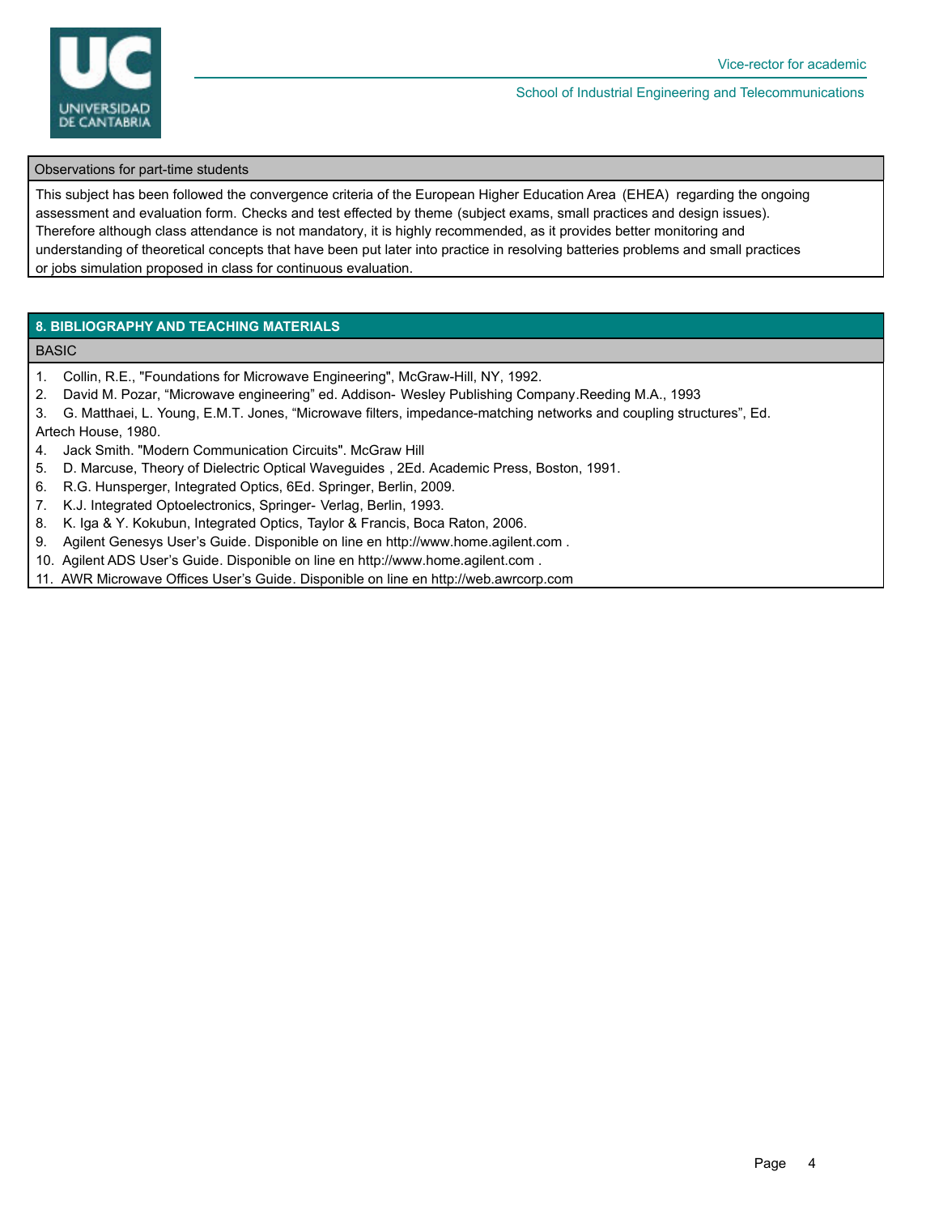Observations for part-time students

This subject has been followed the convergence criteria of the European Higher Education Area (EHEA) regarding the ongoing assessment and evaluation form. Checks and test effected by theme (subject exams, small practices and design issues). Therefore although class attendance is not mandatory, it is highly recommended, as it provides better monitoring and understanding of theoretical concepts that have been put later into practice in resolving batteries problems and small practices or jobs simulation proposed in class for continuous evaluation.

## 8. BIBLIOGRAPHY AND TEACHING MATERIALS

### BASIC

1. Collin, R.E., "Foundations for Microwave Engineering", McGraw-Hill, NY, 1992.
2. David M. Pozar, "Microwave engineering" ed. Addison- Wesley Publishing Company.Reeding M.A., 1993
3. G. Matthaei, L. Young, E.M.T. Jones, "Microwave filters, impedance-matching networks and coupling structures", Ed. Artech House, 1980.
4. Jack Smith. "Modern Communication Circuits". McGraw Hill
5. D. Marcuse, Theory of Dielectric Optical Waveguides , 2Ed. Academic Press, Boston, 1991.
6. R.G. Hunsperger, Integrated Optics, 6Ed. Springer, Berlin, 2009.
7. K.J. Integrated Optoelectronics, Springer- Verlag, Berlin, 1993.
8. K. Iga & Y. Kokubun, Integrated Optics, Taylor & Francis, Boca Raton, 2006.
9. Agilent Genesys User's Guide. Disponible on line en http://www.home.agilent.com .
10. Agilent ADS User's Guide. Disponible on line en http://www.home.agilent.com .
11. AWR Microwave Offices User's Guide. Disponible on line en http://web.awrcorp.com